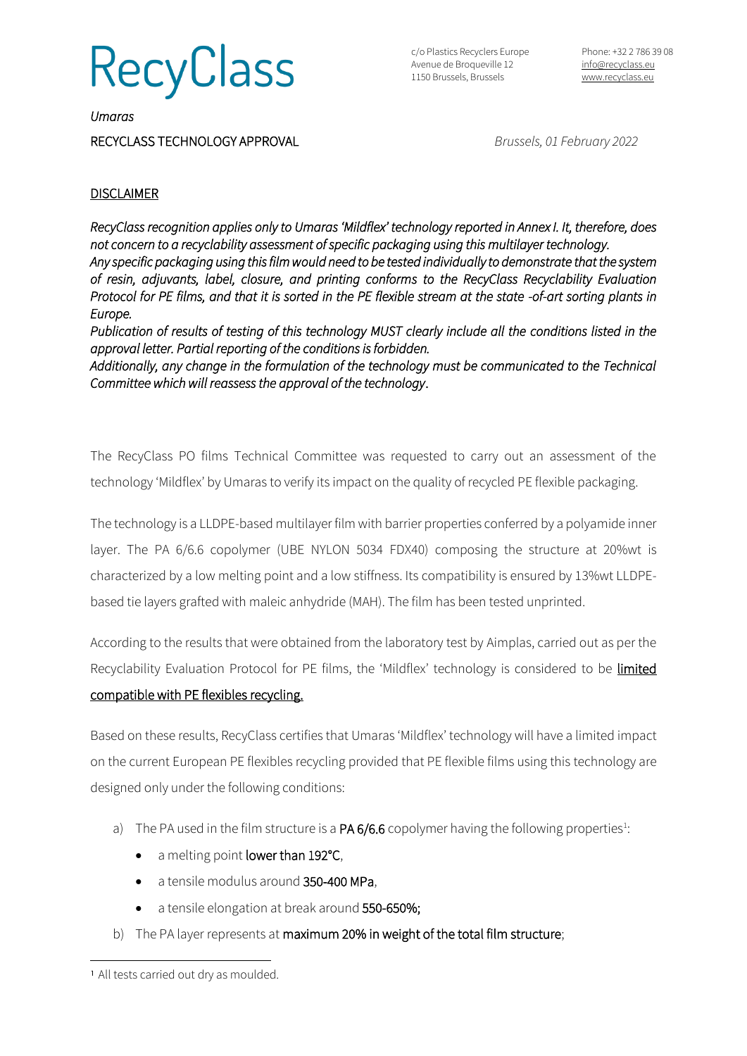# RecyClass

c/o Plastics Recyclers Europe
Avenue de Broqueville 12
1150 Brussels, Brussels

Phone: +32 2 786 39 08
info@recyclass.eu
www.recyclass.eu

*Umaras*

RECYCLASS TECHNOLOGY APPROVAL

*Brussels, 01 February 2022*

## DISCLAIMER

*RecyClass recognition applies only to Umaras 'Mildflex' technology reported in Annex I. It, therefore, does not concern to a recyclability assessment of specific packaging using this multilayer technology.*
*Any specific packaging using this film would need to be tested individually to demonstrate that the system of resin, adjuvants, label, closure, and printing conforms to the RecyClass Recyclability Evaluation Protocol for PE films, and that it is sorted in the PE flexible stream at the state -of-art sorting plants in Europe.*
*Publication of results of testing of this technology MUST clearly include all the conditions listed in the approval letter. Partial reporting of the conditions is forbidden.*
*Additionally, any change in the formulation of the technology must be communicated to the Technical Committee which will reassess the approval of the technology.*

The RecyClass PO films Technical Committee was requested to carry out an assessment of the technology 'Mildflex' by Umaras to verify its impact on the quality of recycled PE flexible packaging.

The technology is a LLDPE-based multilayer film with barrier properties conferred by a polyamide inner layer. The PA 6/6.6 copolymer (UBE NYLON 5034 FDX40) composing the structure at 20%wt is characterized by a low melting point and a low stiffness. Its compatibility is ensured by 13%wt LLDPE-based tie layers grafted with maleic anhydride (MAH). The film has been tested unprinted.

According to the results that were obtained from the laboratory test by Aimplas, carried out as per the Recyclability Evaluation Protocol for PE films, the 'Mildflex' technology is considered to be <u>limited compatible with PE flexibles recycling.</u>

Based on these results, RecyClass certifies that Umaras 'Mildflex' technology will have a limited impact on the current European PE flexibles recycling provided that PE flexible films using this technology are designed only under the following conditions:

a) The PA used in the film structure is a PA 6/6.6 copolymer having the following properties[1]:
   - a melting point lower than 192°C,
   - a tensile modulus around 350-400 MPa,
   - a tensile elongation at break around 550-650%;

b) The PA layer represents at maximum 20% in weight of the total film structure;

---

[1] All tests carried out dry as moulded.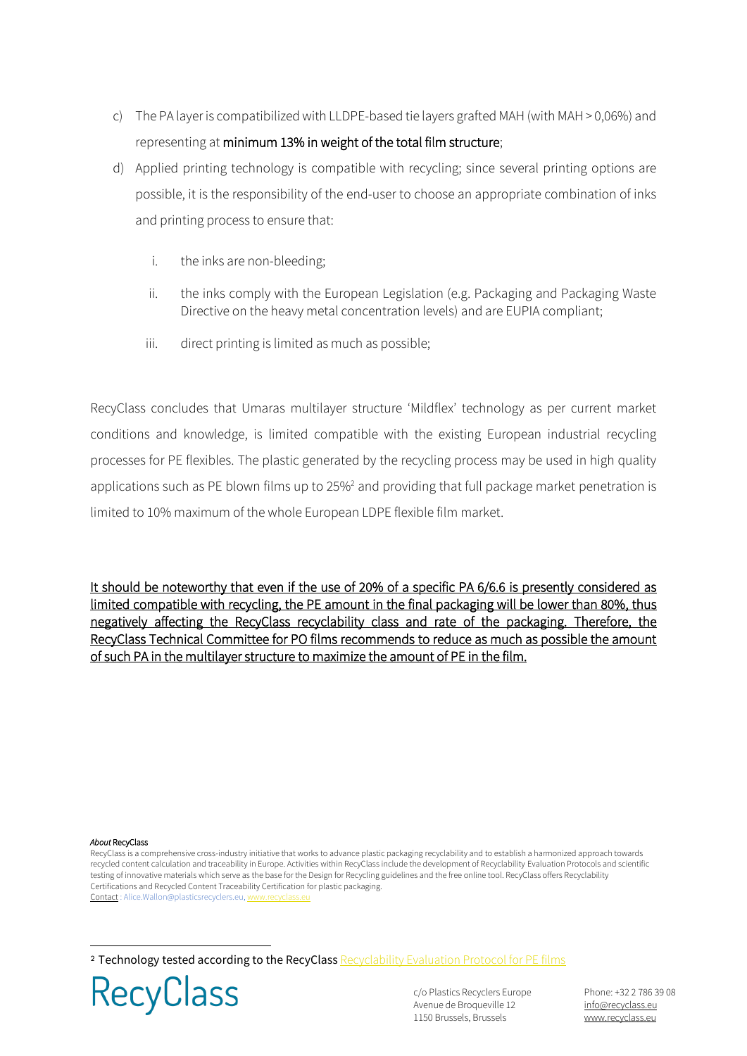c) The PA layer is compatibilized with LLDPE-based tie layers grafted MAH (with MAH > 0,06%) and representing at **minimum 13% in weight of the total film structure**;

d) Applied printing technology is compatible with recycling; since several printing options are possible, it is the responsibility of the end-user to choose an appropriate combination of inks and printing process to ensure that:

   i. the inks are non-bleeding;

   ii. the inks comply with the European Legislation (e.g. Packaging and Packaging Waste Directive on the heavy metal concentration levels) and are EUPIA compliant;

   iii. direct printing is limited as much as possible;

RecyClass concludes that Umaras multilayer structure 'Mildflex' technology as per current market conditions and knowledge, is limited compatible with the existing European industrial recycling processes for PE flexibles. The plastic generated by the recycling process may be used in high quality applications such as PE blown films up to 25%[2] and providing that full package market penetration is limited to 10% maximum of the whole European LDPE flexible film market.

<u>It should be noteworthy that even if the use of 20% of a specific PA 6/6.6 is presently considered as limited compatible with recycling, the PE amount in the final packaging will be lower than 80%, thus negatively affecting the RecyClass recyclability class and rate of the packaging. Therefore, the RecyClass Technical Committee for PO films recommends to reduce as much as possible the amount of such PA in the multilayer structure to maximize the amount of PE in the film.</u>

*About* RecyClass

RecyClass is a comprehensive cross-industry initiative that works to advance plastic packaging recyclability and to establish a harmonized approach towards recycled content calculation and traceability in Europe. Activities within RecyClass include the development of Recyclability Evaluation Protocols and scientific testing of innovative materials which serve as the base for the Design for Recycling guidelines and the free online tool. RecyClass offers Recyclability Certifications and Recycled Content Traceability Certification for plastic packaging.

Contact : Alice.Wallon@plasticsrecyclers.eu, www.recyclass.eu

[2] Technology tested according to the RecyClass Recyclability Evaluation Protocol for PE films

RecyClass

c/o Plastics Recyclers Europe
Avenue de Broqueville 12
1150 Brussels, Brussels

Phone: +32 2 786 39 08
info@recyclass.eu
www.recyclass.eu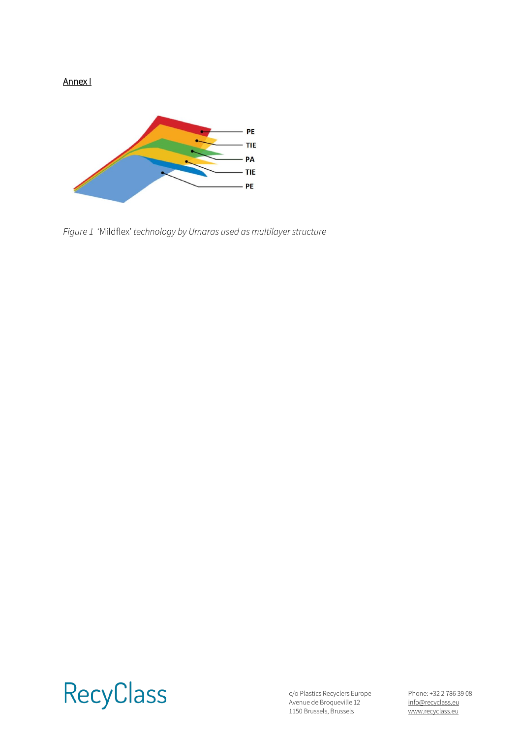Annex I

PE
TIE
PA
TIE
PE

*Figure 1* 'Mildflex' *technology by Umaras used as multilayer structure*